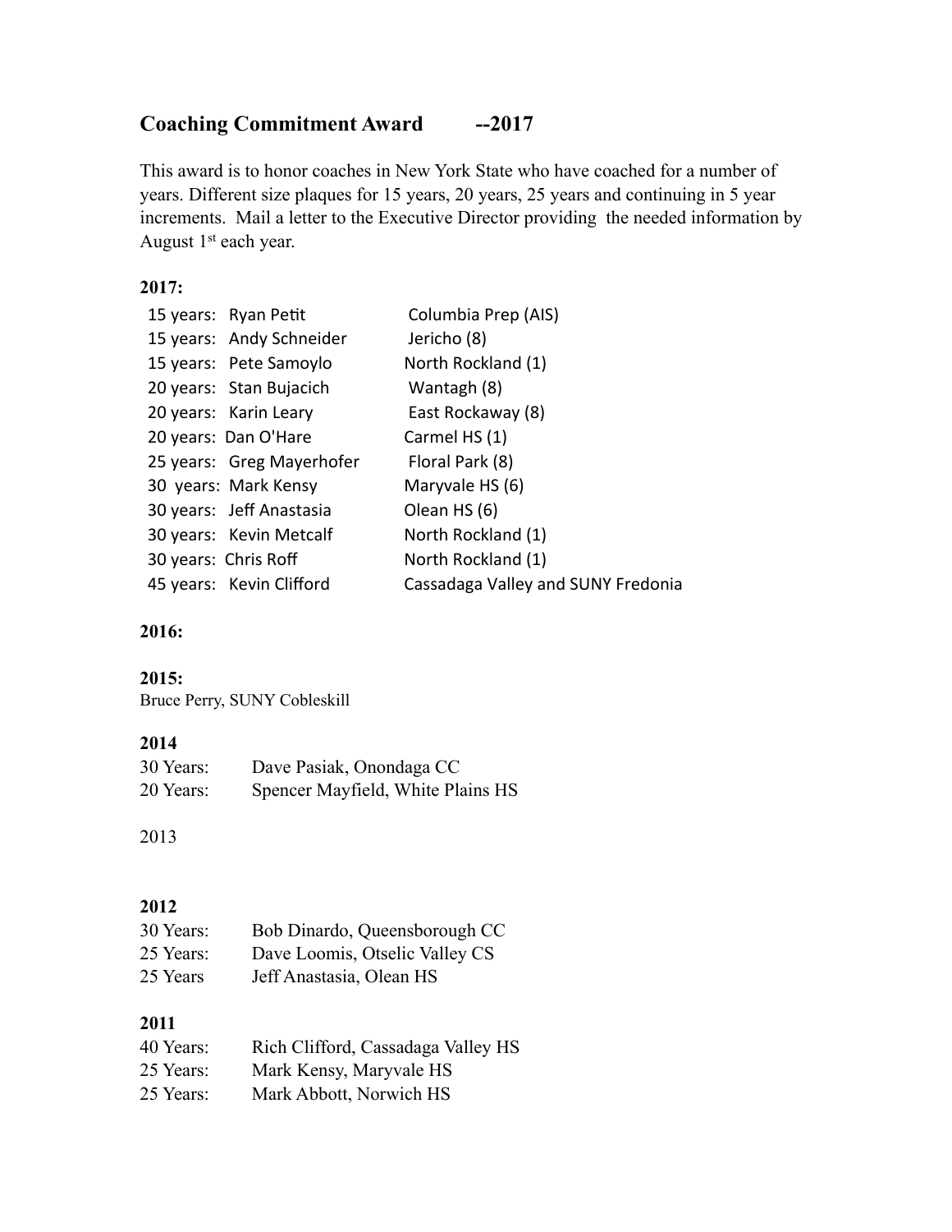## Coaching Commitment Award --2017

This award is to honor coaches in New York State who have coached for a number of years. Different size plaques for 15 years, 20 years, 25 years and continuing in 5 year increments. Mail a letter to the Executive Director providing the needed information by August 1st each year.

**2017:**

| | | |
|---|---|---|
| 15 years: | Ryan Petit | Columbia Prep (AIS) |
| 15 years: | Andy Schneider | Jericho (8) |
| 15 years: | Pete Samoylo | North Rockland (1) |
| 20 years: | Stan Bujacich | Wantagh (8) |
| 20 years: | Karin Leary | East Rockaway (8) |
| 20 years: | Dan O'Hare | Carmel HS (1) |
| 25 years: | Greg Mayerhofer | Floral Park (8) |
| 30 years: | Mark Kensy | Maryvale HS (6) |
| 30 years: | Jeff Anastasia | Olean HS (6) |
| 30 years: | Kevin Metcalf | North Rockland (1) |
| 30 years: | Chris Roff | North Rockland (1) |
| 45 years: | Kevin Clifford | Cassadaga Valley and SUNY Fredonia |

**2016:**

**2015:**

Bruce Perry, SUNY Cobleskill

**2014**

30 Years: Dave Pasiak, Onondaga CC
20 Years: Spencer Mayfield, White Plains HS

2013

**2012**

30 Years: Bob Dinardo, Queensborough CC
25 Years: Dave Loomis, Otselic Valley CS
25 Years Jeff Anastasia, Olean HS

**2011**

40 Years: Rich Clifford, Cassadaga Valley HS
25 Years: Mark Kensy, Maryvale HS
25 Years: Mark Abbott, Norwich HS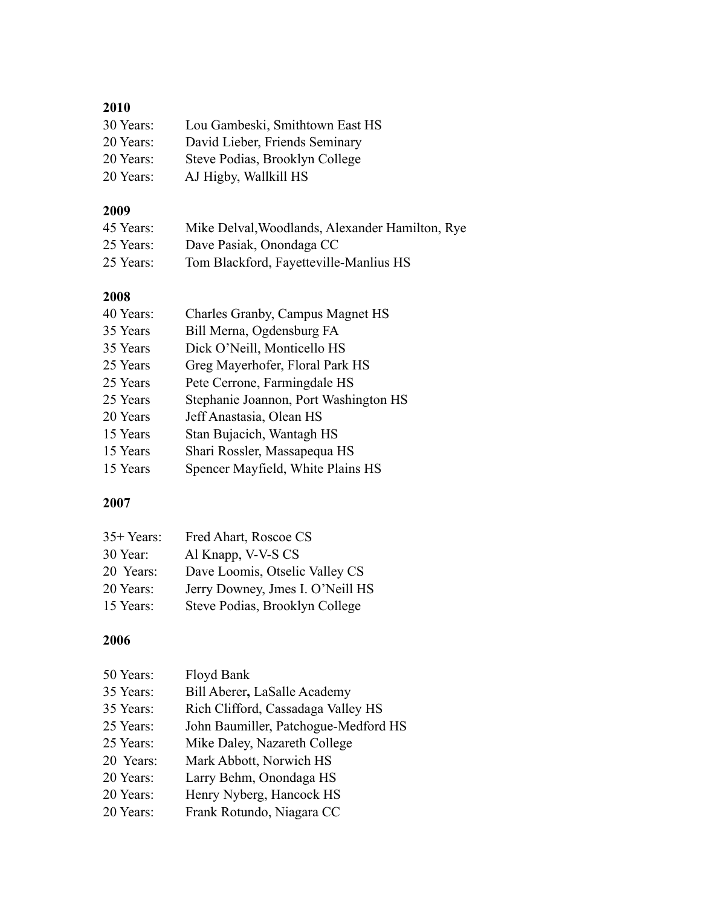**2010**

30 Years: Lou Gambeski, Smithtown East HS
20 Years: David Lieber, Friends Seminary
20 Years: Steve Podias, Brooklyn College
20 Years: AJ Higby, Wallkill HS

**2009**

45 Years: Mike Delval,Woodlands, Alexander Hamilton, Rye
25 Years: Dave Pasiak, Onondaga CC
25 Years: Tom Blackford, Fayetteville-Manlius HS

**2008**

40 Years: Charles Granby, Campus Magnet HS
35 Years Bill Merna, Ogdensburg FA
35 Years Dick O'Neill, Monticello HS
25 Years Greg Mayerhofer, Floral Park HS
25 Years Pete Cerrone, Farmingdale HS
25 Years Stephanie Joannon, Port Washington HS
20 Years Jeff Anastasia, Olean HS
15 Years Stan Bujacich, Wantagh HS
15 Years Shari Rossler, Massapequa HS
15 Years Spencer Mayfield, White Plains HS

**2007**

35+ Years: Fred Ahart, Roscoe CS
30 Year: Al Knapp, V-V-S CS
20 Years: Dave Loomis, Otselic Valley CS
20 Years: Jerry Downey, Jmes I. O'Neill HS
15 Years: Steve Podias, Brooklyn College

**2006**

50 Years: Floyd Bank
35 Years: Bill Aberer**,** LaSalle Academy
35 Years: Rich Clifford, Cassadaga Valley HS
25 Years: John Baumiller, Patchogue-Medford HS
25 Years: Mike Daley, Nazareth College
20 Years: Mark Abbott, Norwich HS
20 Years: Larry Behm, Onondaga HS
20 Years: Henry Nyberg, Hancock HS
20 Years: Frank Rotundo, Niagara CC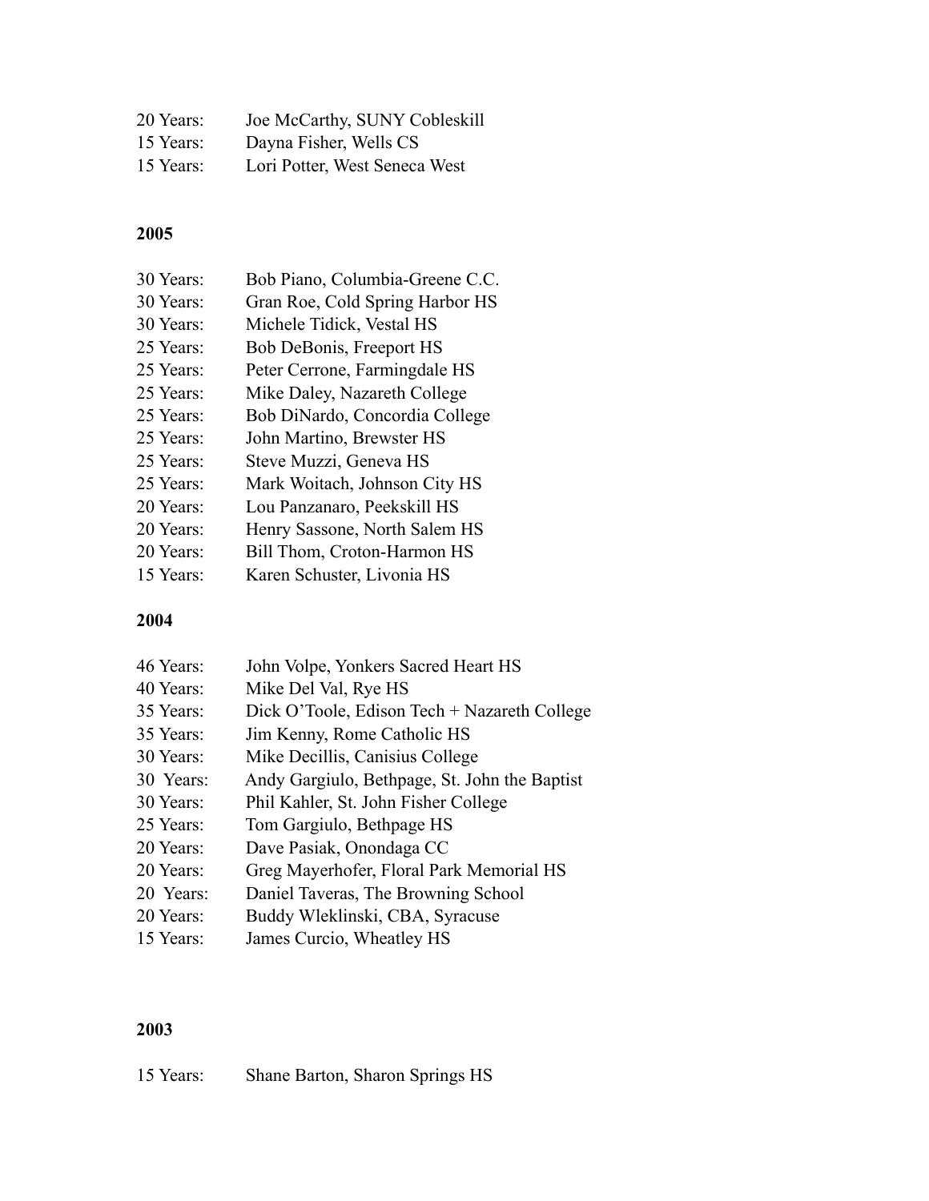20 Years: Joe McCarthy, SUNY Cobleskill
15 Years: Dayna Fisher, Wells CS
15 Years: Lori Potter, West Seneca West

**2005**

30 Years: Bob Piano, Columbia-Greene C.C.
30 Years: Gran Roe, Cold Spring Harbor HS
30 Years: Michele Tidick, Vestal HS
25 Years: Bob DeBonis, Freeport HS
25 Years: Peter Cerrone, Farmingdale HS
25 Years: Mike Daley, Nazareth College
25 Years: Bob DiNardo, Concordia College
25 Years: John Martino, Brewster HS
25 Years: Steve Muzzi, Geneva HS
25 Years: Mark Woitach, Johnson City HS
20 Years: Lou Panzanaro, Peekskill HS
20 Years: Henry Sassone, North Salem HS
20 Years: Bill Thom, Croton-Harmon HS
15 Years: Karen Schuster, Livonia HS

**2004**

46 Years: John Volpe, Yonkers Sacred Heart HS
40 Years: Mike Del Val, Rye HS
35 Years: Dick O'Toole, Edison Tech + Nazareth College
35 Years: Jim Kenny, Rome Catholic HS
30 Years: Mike Decillis, Canisius College
30 Years: Andy Gargiulo, Bethpage, St. John the Baptist
30 Years: Phil Kahler, St. John Fisher College
25 Years: Tom Gargiulo, Bethpage HS
20 Years: Dave Pasiak, Onondaga CC
20 Years: Greg Mayerhofer, Floral Park Memorial HS
20 Years: Daniel Taveras, The Browning School
20 Years: Buddy Wleklinski, CBA, Syracuse
15 Years: James Curcio, Wheatley HS

**2003**

15 Years: Shane Barton, Sharon Springs HS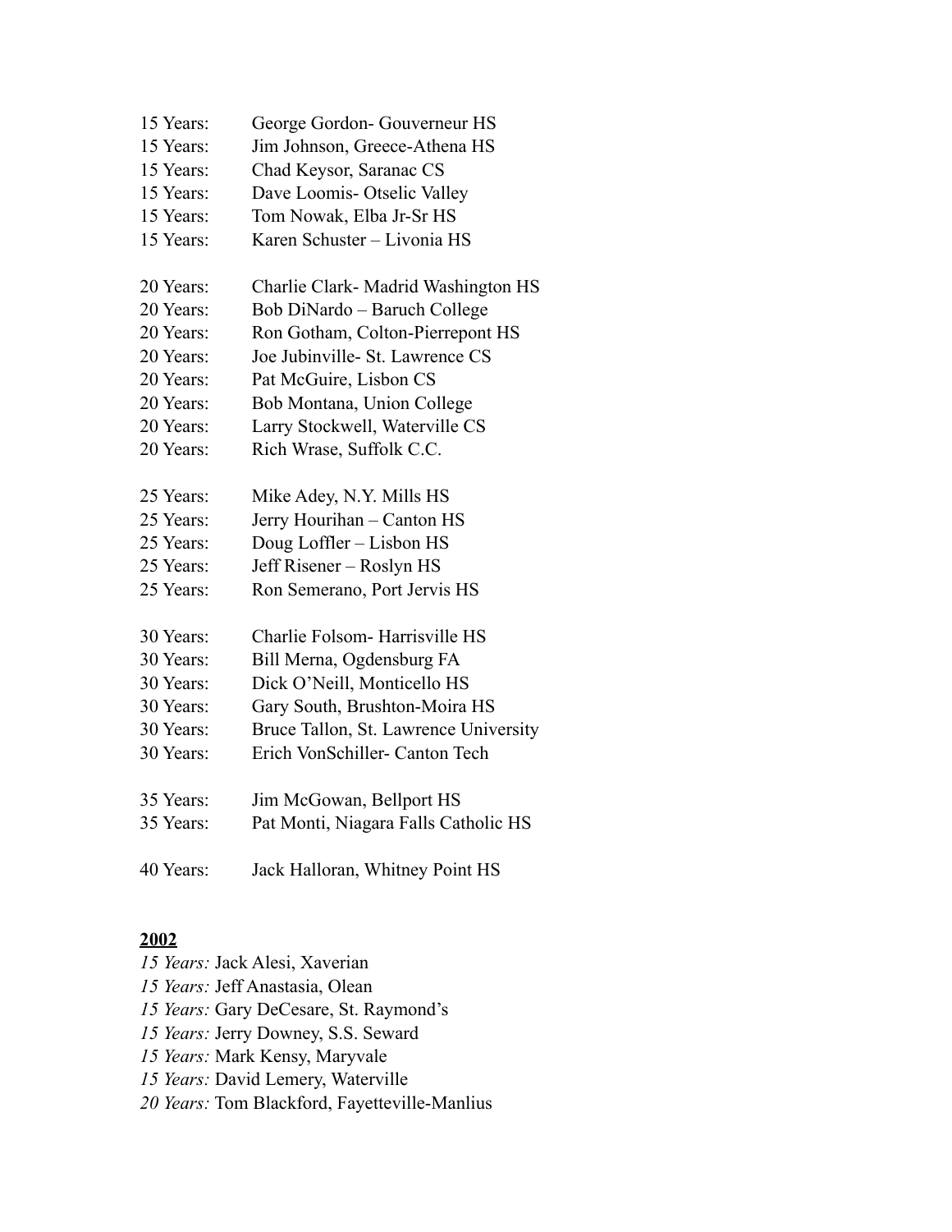15 Years: George Gordon- Gouverneur HS
15 Years: Jim Johnson, Greece-Athena HS
15 Years: Chad Keysor, Saranac CS
15 Years: Dave Loomis- Otselic Valley
15 Years: Tom Nowak, Elba Jr-Sr HS
15 Years: Karen Schuster – Livonia HS

20 Years: Charlie Clark- Madrid Washington HS
20 Years: Bob DiNardo – Baruch College
20 Years: Ron Gotham, Colton-Pierrepont HS
20 Years: Joe Jubinville- St. Lawrence CS
20 Years: Pat McGuire, Lisbon CS
20 Years: Bob Montana, Union College
20 Years: Larry Stockwell, Waterville CS
20 Years: Rich Wrase, Suffolk C.C.

25 Years: Mike Adey, N.Y. Mills HS
25 Years: Jerry Hourihan – Canton HS
25 Years: Doug Loffler – Lisbon HS
25 Years: Jeff Risener – Roslyn HS
25 Years: Ron Semerano, Port Jervis HS

30 Years: Charlie Folsom- Harrisville HS
30 Years: Bill Merna, Ogdensburg FA
30 Years: Dick O'Neill, Monticello HS
30 Years: Gary South, Brushton-Moira HS
30 Years: Bruce Tallon, St. Lawrence University
30 Years: Erich VonSchiller- Canton Tech

35 Years: Jim McGowan, Bellport HS
35 Years: Pat Monti, Niagara Falls Catholic HS

40 Years: Jack Halloran, Whitney Point HS

**2002**

*15 Years:* Jack Alesi, Xaverian
*15 Years:* Jeff Anastasia, Olean
*15 Years:* Gary DeCesare, St. Raymond's
*15 Years:* Jerry Downey, S.S. Seward
*15 Years:* Mark Kensy, Maryvale
*15 Years:* David Lemery, Waterville
*20 Years:* Tom Blackford, Fayetteville-Manlius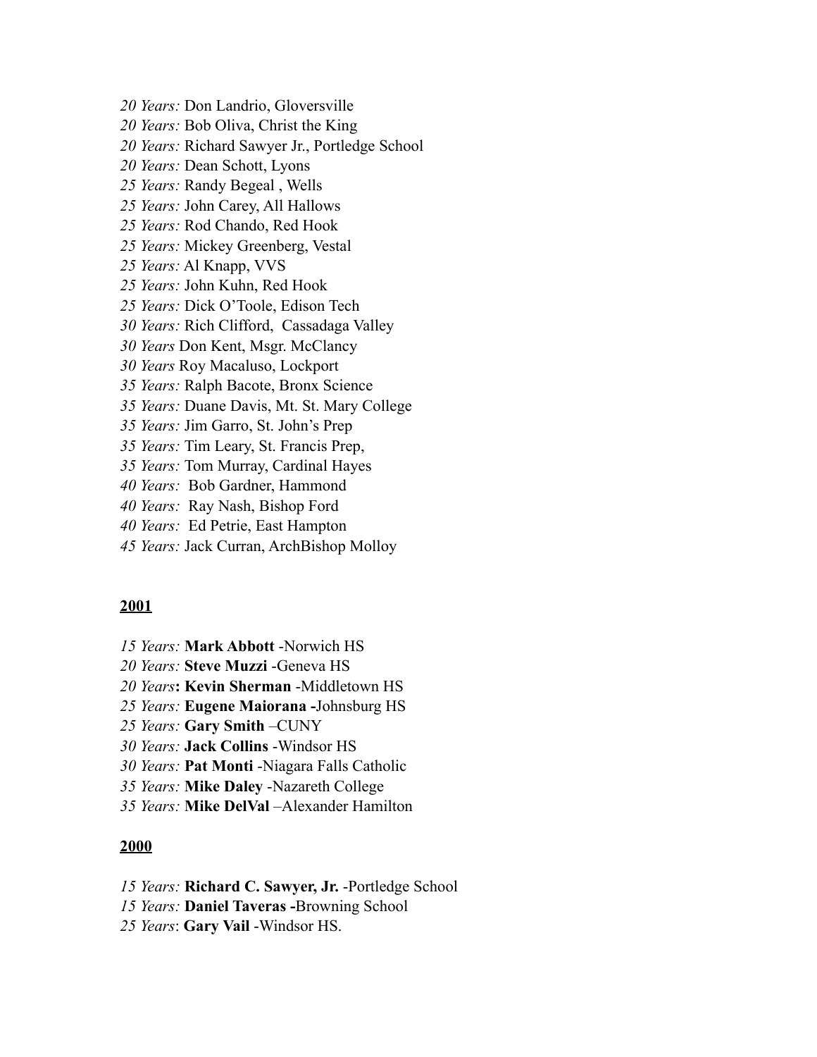*20 Years:* Don Landrio, Gloversville
*20 Years:* Bob Oliva, Christ the King
*20 Years:* Richard Sawyer Jr., Portledge School
*20 Years:* Dean Schott, Lyons
*25 Years:* Randy Begeal , Wells
*25 Years:* John Carey, All Hallows
*25 Years:* Rod Chando, Red Hook
*25 Years:* Mickey Greenberg, Vestal
*25 Years:* Al Knapp, VVS
*25 Years:* John Kuhn, Red Hook
*25 Years:* Dick O'Toole, Edison Tech
*30 Years:* Rich Clifford, Cassadaga Valley
*30 Years* Don Kent, Msgr. McClancy
*30 Years* Roy Macaluso, Lockport
*35 Years:* Ralph Bacote, Bronx Science
*35 Years:* Duane Davis, Mt. St. Mary College
*35 Years:* Jim Garro, St. John's Prep
*35 Years:* Tim Leary, St. Francis Prep,
*35 Years:* Tom Murray, Cardinal Hayes
*40 Years:* Bob Gardner, Hammond
*40 Years:* Ray Nash, Bishop Ford
*40 Years:* Ed Petrie, East Hampton
*45 Years:* Jack Curran, ArchBishop Molloy

## 2001

*15 Years:* **Mark Abbott** -Norwich HS
*20 Years:* **Steve Muzzi** -Geneva HS
*20 Years***: Kevin Sherman** -Middletown HS
*25 Years:* **Eugene Maiorana -**Johnsburg HS
*25 Years:* **Gary Smith** –CUNY
*30 Years:* **Jack Collins** -Windsor HS
*30 Years:* **Pat Monti** -Niagara Falls Catholic
*35 Years:* **Mike Daley** -Nazareth College
*35 Years:* **Mike DelVal** –Alexander Hamilton

## 2000

*15 Years:* **Richard C. Sawyer, Jr.** -Portledge School
*15 Years:* **Daniel Taveras -**Browning School
*25 Years*: **Gary Vail** -Windsor HS.